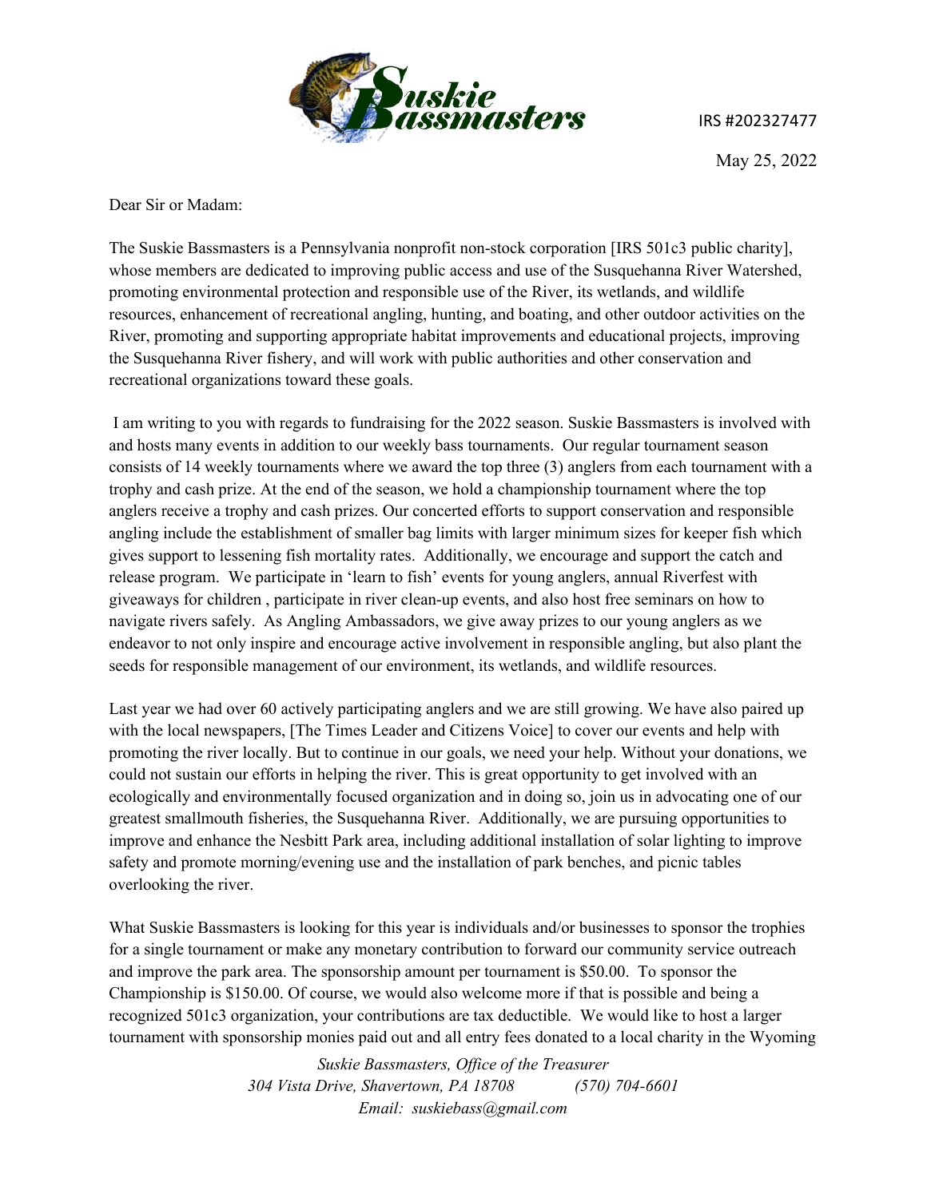IRS #202327477

May 25, 2022

Dear Sir or Madam:

The Suskie Bassmasters is a Pennsylvania nonprofit non-stock corporation [IRS 501c3 public charity], whose members are dedicated to improving public access and use of the Susquehanna River Watershed, promoting environmental protection and responsible use of the River, its wetlands, and wildlife resources, enhancement of recreational angling, hunting, and boating, and other outdoor activities on the River, promoting and supporting appropriate habitat improvements and educational projects, improving the Susquehanna River fishery, and will work with public authorities and other conservation and recreational organizations toward these goals.

I am writing to you with regards to fundraising for the 2022 season. Suskie Bassmasters is involved with and hosts many events in addition to our weekly bass tournaments. Our regular tournament season consists of 14 weekly tournaments where we award the top three (3) anglers from each tournament with a trophy and cash prize. At the end of the season, we hold a championship tournament where the top anglers receive a trophy and cash prizes. Our concerted efforts to support conservation and responsible angling include the establishment of smaller bag limits with larger minimum sizes for keeper fish which gives support to lessening fish mortality rates. Additionally, we encourage and support the catch and release program. We participate in 'learn to fish' events for young anglers, annual Riverfest with giveaways for children , participate in river clean-up events, and also host free seminars on how to navigate rivers safely. As Angling Ambassadors, we give away prizes to our young anglers as we endeavor to not only inspire and encourage active involvement in responsible angling, but also plant the seeds for responsible management of our environment, its wetlands, and wildlife resources.

Last year we had over 60 actively participating anglers and we are still growing. We have also paired up with the local newspapers, [The Times Leader and Citizens Voice] to cover our events and help with promoting the river locally. But to continue in our goals, we need your help. Without your donations, we could not sustain our efforts in helping the river. This is great opportunity to get involved with an ecologically and environmentally focused organization and in doing so, join us in advocating one of our greatest smallmouth fisheries, the Susquehanna River. Additionally, we are pursuing opportunities to improve and enhance the Nesbitt Park area, including additional installation of solar lighting to improve safety and promote morning/evening use and the installation of park benches, and picnic tables overlooking the river.

What Suskie Bassmasters is looking for this year is individuals and/or businesses to sponsor the trophies for a single tournament or make any monetary contribution to forward our community service outreach and improve the park area. The sponsorship amount per tournament is $50.00. To sponsor the Championship is $150.00. Of course, we would also welcome more if that is possible and being a recognized 501c3 organization, your contributions are tax deductible. We would like to host a larger tournament with sponsorship monies paid out and all entry fees donated to a local charity in the Wyoming

*Suskie Bassmasters, Office of the Treasurer*
*304 Vista Drive, Shavertown, PA 18708 (570) 704-6601*
*Email: suskiebass@gmail.com*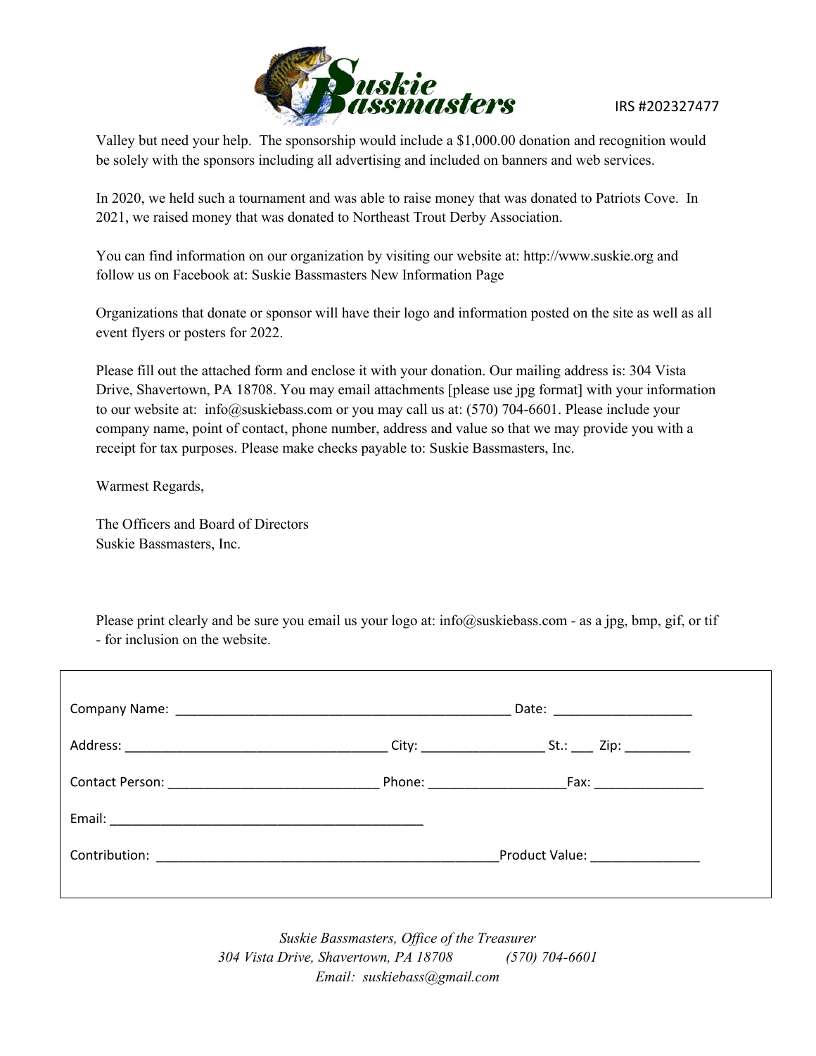Suskie Bassmasters

IRS #202327477

Valley but need your help. The sponsorship would include a $1,000.00 donation and recognition would be solely with the sponsors including all advertising and included on banners and web services.

In 2020, we held such a tournament and was able to raise money that was donated to Patriots Cove. In 2021, we raised money that was donated to Northeast Trout Derby Association.

You can find information on our organization by visiting our website at: http://www.suskie.org and follow us on Facebook at: Suskie Bassmasters New Information Page

Organizations that donate or sponsor will have their logo and information posted on the site as well as all event flyers or posters for 2022.

Please fill out the attached form and enclose it with your donation. Our mailing address is: 304 Vista Drive, Shavertown, PA 18708. You may email attachments [please use jpg format] with your information to our website at: info@suskiebass.com or you may call us at: (570) 704-6601. Please include your company name, point of contact, phone number, address and value so that we may provide you with a receipt for tax purposes. Please make checks payable to: Suskie Bassmasters, Inc.

Warmest Regards,

The Officers and Board of Directors
Suskie Bassmasters, Inc.

Please print clearly and be sure you email us your logo at: info@suskiebass.com - as a jpg, bmp, gif, or tif - for inclusion on the website.

Company Name: ______________________________________________ Date: ___________________

Address: ____________________________________ City: _________________ St.: ___ Zip: _________

Contact Person: _____________________________ Phone: ___________________Fax: _______________

Email: ____________________________________________

Contribution: _______________________________________________Product Value: _______________

*Suskie Bassmasters, Office of the Treasurer*
*304 Vista Drive, Shavertown, PA 18708 (570) 704-6601*
*Email: suskiebass@gmail.com*